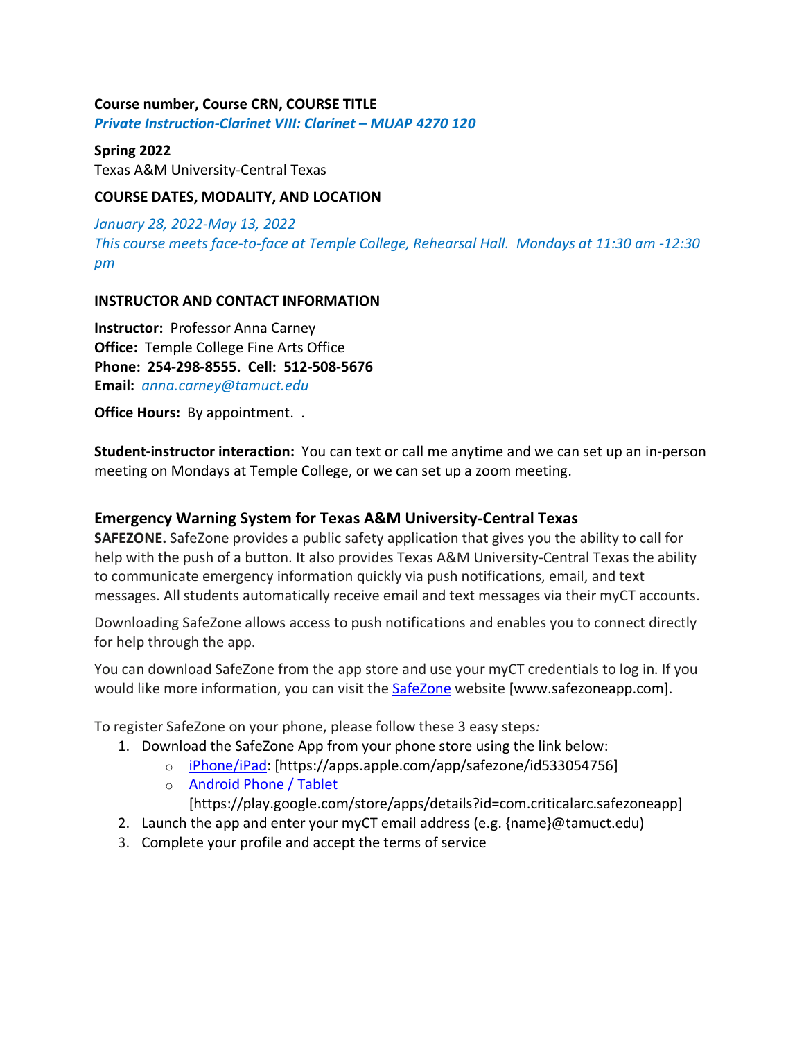**Course number, Course CRN, COURSE TITLE**

***Private Instruction-Clarinet VIII: Clarinet – MUAP 4270 120***

**Spring 2022**

Texas A&M University-Central Texas

**COURSE DATES, MODALITY, AND LOCATION**

*January 28, 2022-May 13, 2022*

*This course meets face-to-face at Temple College, Rehearsal Hall. Mondays at 11:30 am -12:30 pm*

**INSTRUCTOR AND CONTACT INFORMATION**

**Instructor:** Professor Anna Carney

**Office:** Temple College Fine Arts Office

**Phone: 254-298-8555. Cell: 512-508-5676**

**Email:** *anna.carney@tamuct.edu*

**Office Hours:** By appointment. .

**Student-instructor interaction:** You can text or call me anytime and we can set up an in-person meeting on Mondays at Temple College, or we can set up a zoom meeting.

## Emergency Warning System for Texas A&M University-Central Texas

**SAFEZONE.** SafeZone provides a public safety application that gives you the ability to call for help with the push of a button. It also provides Texas A&M University-Central Texas the ability to communicate emergency information quickly via push notifications, email, and text messages. All students automatically receive email and text messages via their myCT accounts.

Downloading SafeZone allows access to push notifications and enables you to connect directly for help through the app.

You can download SafeZone from the app store and use your myCT credentials to log in. If you would like more information, you can visit the SafeZone website [www.safezoneapp.com].

To register SafeZone on your phone, please follow these 3 easy steps*:*

1. Download the SafeZone App from your phone store using the link below:
   - iPhone/iPad: [https://apps.apple.com/app/safezone/id533054756]
   - Android Phone / Tablet [https://play.google.com/store/apps/details?id=com.criticalarc.safezoneapp]
2. Launch the app and enter your myCT email address (e.g. {name}@tamuct.edu)
3. Complete your profile and accept the terms of service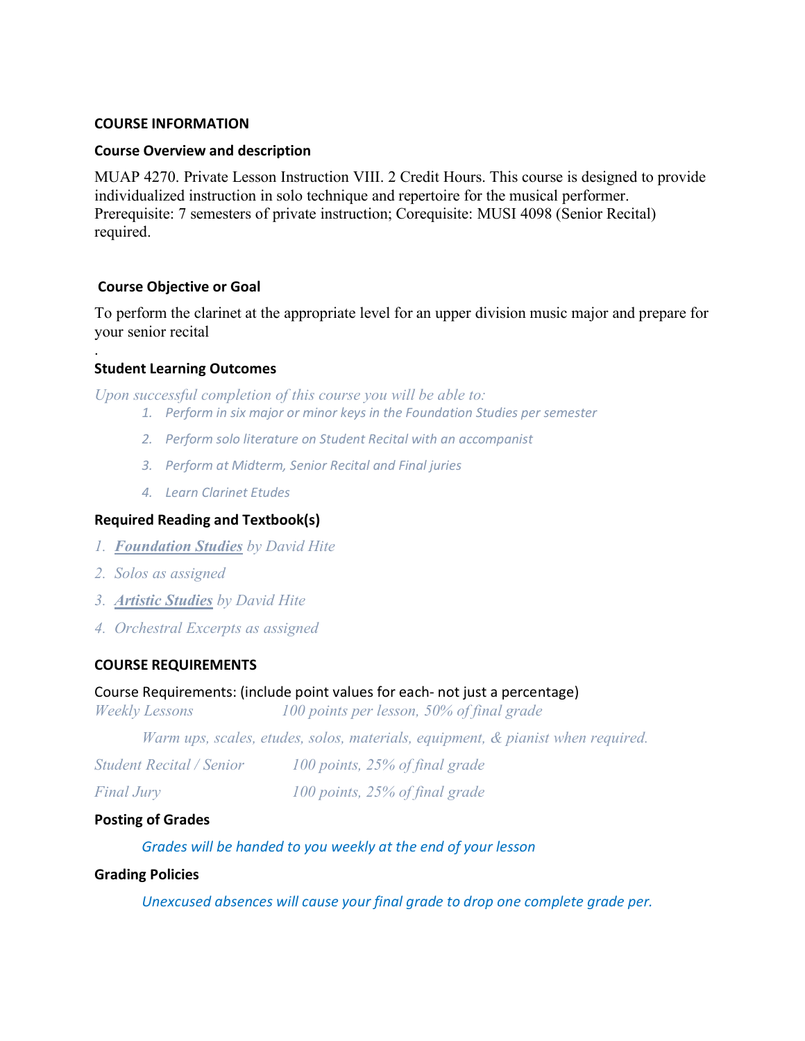## COURSE INFORMATION

### Course Overview and description

MUAP 4270. Private Lesson Instruction VIII. 2 Credit Hours. This course is designed to provide individualized instruction in solo technique and repertoire for the musical performer. Prerequisite: 7 semesters of private instruction; Corequisite: MUSI 4098 (Senior Recital) required.

### Course Objective or Goal

To perform the clarinet at the appropriate level for an upper division music major and prepare for your senior recital

.

### Student Learning Outcomes

*Upon successful completion of this course you will be able to:*

1. *Perform in six major or minor keys in the Foundation Studies per semester*
2. *Perform solo literature on Student Recital with an accompanist*
3. *Perform at Midterm, Senior Recital and Final juries*
4. *Learn Clarinet Etudes*

### Required Reading and Textbook(s)

1. ***Foundation Studies*** *by David Hite*
2. *Solos as assigned*
3. ***Artistic Studies*** *by David Hite*
4. *Orchestral Excerpts as assigned*

## COURSE REQUIREMENTS

Course Requirements: (include point values for each- not just a percentage)

*Weekly Lessons* — *100 points per lesson, 50% of final grade*

*Warm ups, scales, etudes, solos, materials, equipment, & pianist when required.*

*Student Recital / Senior* — *100 points, 25% of final grade*

*Final Jury* — *100 points, 25% of final grade*

### Posting of Grades

*Grades will be handed to you weekly at the end of your lesson*

### Grading Policies

*Unexcused absences will cause your final grade to drop one complete grade per.*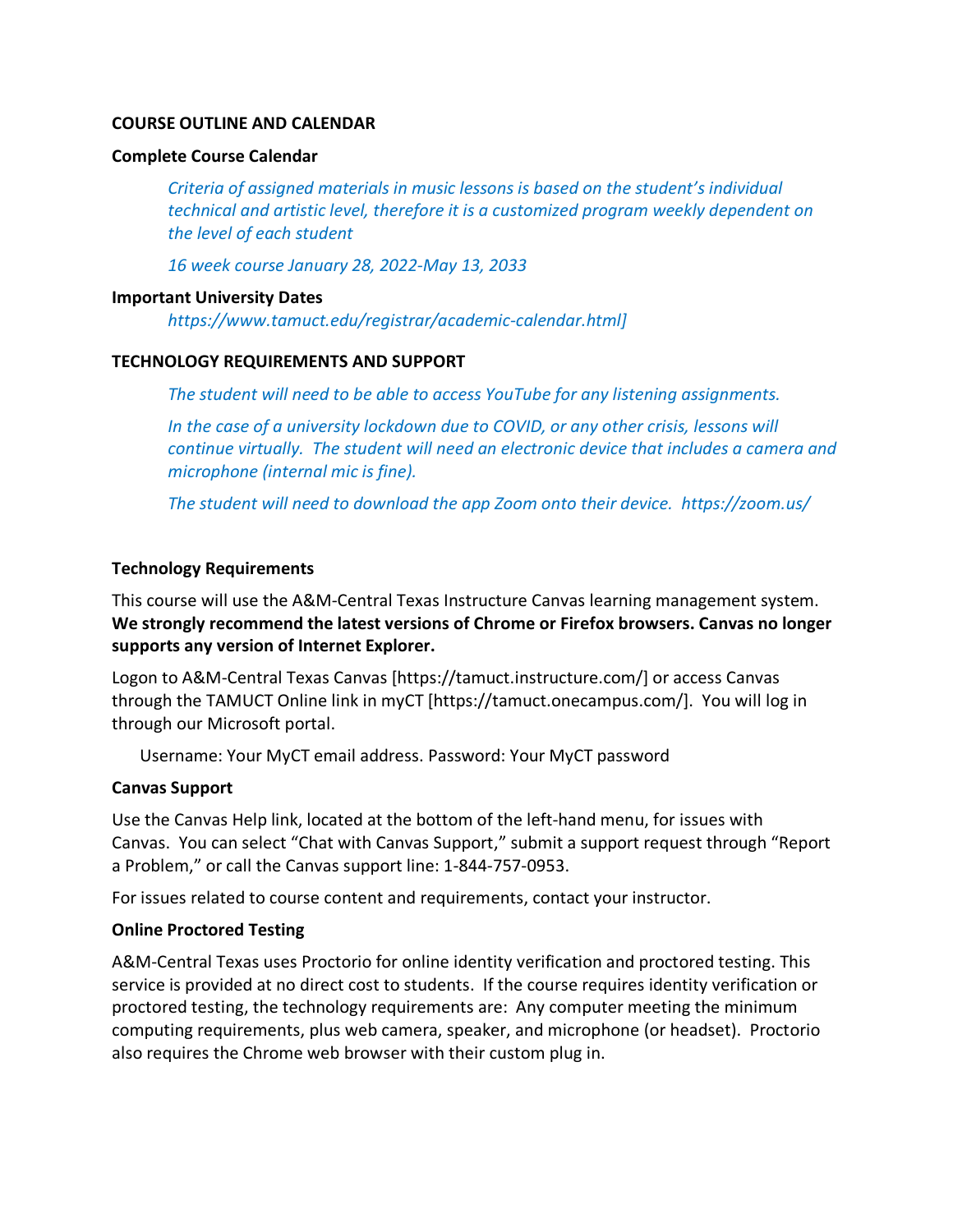**COURSE OUTLINE AND CALENDAR**

**Complete Course Calendar**

*Criteria of assigned materials in music lessons is based on the student's individual technical and artistic level, therefore it is a customized program weekly dependent on the level of each student*

*16 week course January 28, 2022-May 13, 2033*

**Important University Dates**

*https://www.tamuct.edu/registrar/academic-calendar.html]*

**TECHNOLOGY REQUIREMENTS AND SUPPORT**

*The student will need to be able to access YouTube for any listening assignments.*

*In the case of a university lockdown due to COVID, or any other crisis, lessons will continue virtually. The student will need an electronic device that includes a camera and microphone (internal mic is fine).*

*The student will need to download the app Zoom onto their device. https://zoom.us/*

**Technology Requirements**

This course will use the A&M-Central Texas Instructure Canvas learning management system. **We strongly recommend the latest versions of Chrome or Firefox browsers. Canvas no longer supports any version of Internet Explorer.**

Logon to A&M-Central Texas Canvas [https://tamuct.instructure.com/] or access Canvas through the TAMUCT Online link in myCT [https://tamuct.onecampus.com/]. You will log in through our Microsoft portal.

Username: Your MyCT email address. Password: Your MyCT password

**Canvas Support**

Use the Canvas Help link, located at the bottom of the left-hand menu, for issues with Canvas. You can select "Chat with Canvas Support," submit a support request through "Report a Problem," or call the Canvas support line: 1-844-757-0953.

For issues related to course content and requirements, contact your instructor.

**Online Proctored Testing**

A&M-Central Texas uses Proctorio for online identity verification and proctored testing. This service is provided at no direct cost to students. If the course requires identity verification or proctored testing, the technology requirements are: Any computer meeting the minimum computing requirements, plus web camera, speaker, and microphone (or headset). Proctorio also requires the Chrome web browser with their custom plug in.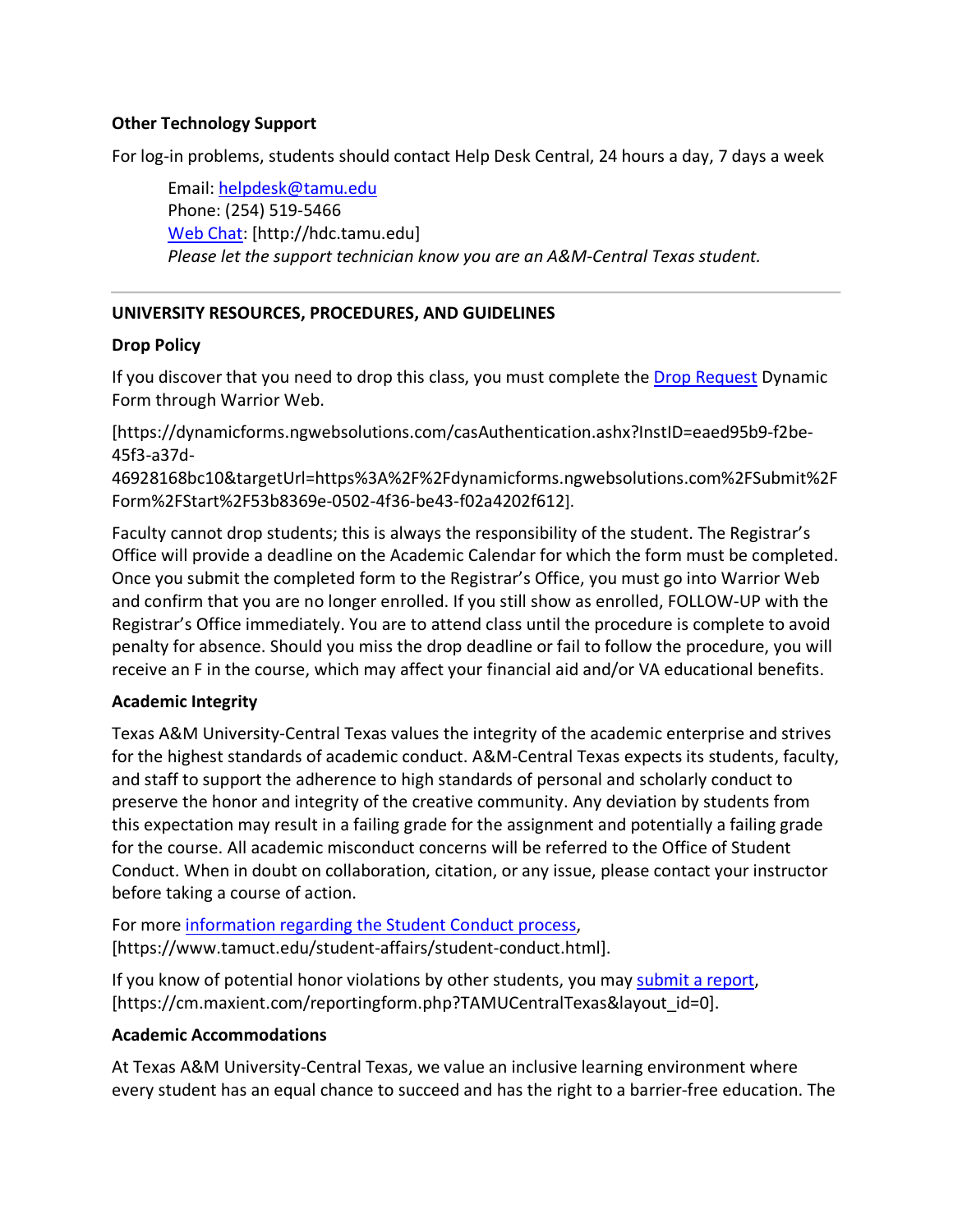**Other Technology Support**

For log-in problems, students should contact Help Desk Central, 24 hours a day, 7 days a week

> Email: [helpdesk@tamu.edu](mailto:helpdesk@tamu.edu)
> Phone: (254) 519-5466
> [Web Chat](http://hdc.tamu.edu): [http://hdc.tamu.edu]
> *Please let the support technician know you are an A&M-Central Texas student.*

---

**UNIVERSITY RESOURCES, PROCEDURES, AND GUIDELINES**

**Drop Policy**

If you discover that you need to drop this class, you must complete the [Drop Request](https://dynamicforms.ngwebsolutions.com/casAuthentication.ashx?InstID=eaed95b9-f2be-45f3-a37d-46928168bc10&targetUrl=https%3A%2F%2Fdynamicforms.ngwebsolutions.com%2FSubmit%2FForm%2FStart%2F53b8369e-0502-4f36-be43-f02a4202f612) Dynamic Form through Warrior Web.

[https://dynamicforms.ngwebsolutions.com/casAuthentication.ashx?InstID=eaed95b9-f2be-45f3-a37d-46928168bc10&targetUrl=https%3A%2F%2Fdynamicforms.ngwebsolutions.com%2FSubmit%2FForm%2FStart%2F53b8369e-0502-4f36-be43-f02a4202f612].

Faculty cannot drop students; this is always the responsibility of the student. The Registrar's Office will provide a deadline on the Academic Calendar for which the form must be completed. Once you submit the completed form to the Registrar's Office, you must go into Warrior Web and confirm that you are no longer enrolled. If you still show as enrolled, FOLLOW-UP with the Registrar's Office immediately. You are to attend class until the procedure is complete to avoid penalty for absence. Should you miss the drop deadline or fail to follow the procedure, you will receive an F in the course, which may affect your financial aid and/or VA educational benefits.

**Academic Integrity**

Texas A&M University-Central Texas values the integrity of the academic enterprise and strives for the highest standards of academic conduct. A&M-Central Texas expects its students, faculty, and staff to support the adherence to high standards of personal and scholarly conduct to preserve the honor and integrity of the creative community. Any deviation by students from this expectation may result in a failing grade for the assignment and potentially a failing grade for the course. All academic misconduct concerns will be referred to the Office of Student Conduct. When in doubt on collaboration, citation, or any issue, please contact your instructor before taking a course of action.

For more [information regarding the Student Conduct process](https://www.tamuct.edu/student-affairs/student-conduct.html), [https://www.tamuct.edu/student-affairs/student-conduct.html].

If you know of potential honor violations by other students, you may [submit a report](https://cm.maxient.com/reportingform.php?TAMUCentralTexas&layout_id=0), [https://cm.maxient.com/reportingform.php?TAMUCentralTexas&layout_id=0].

**Academic Accommodations**

At Texas A&M University-Central Texas, we value an inclusive learning environment where every student has an equal chance to succeed and has the right to a barrier-free education. The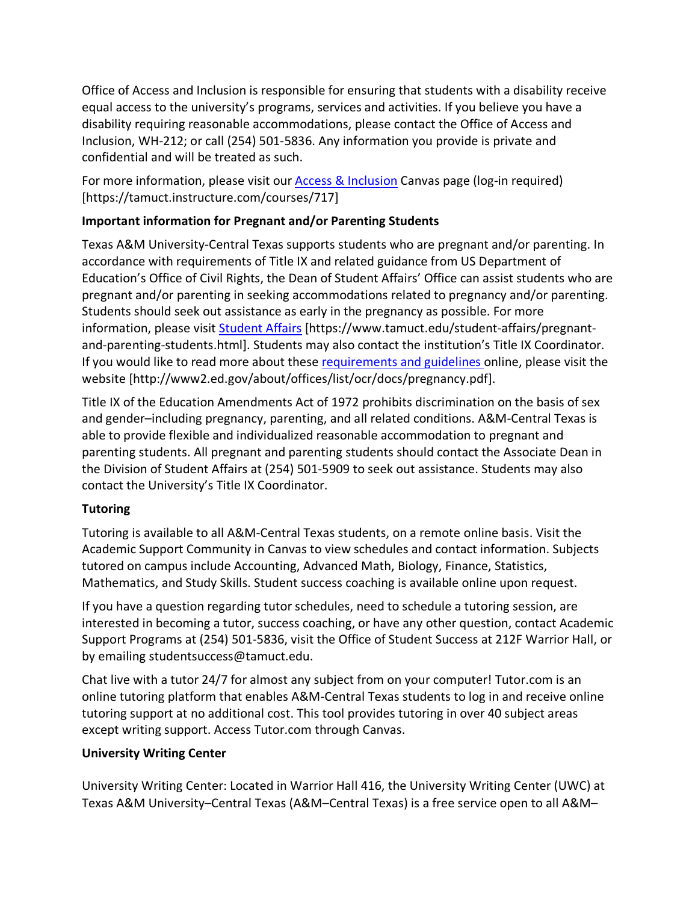Office of Access and Inclusion is responsible for ensuring that students with a disability receive equal access to the university's programs, services and activities. If you believe you have a disability requiring reasonable accommodations, please contact the Office of Access and Inclusion, WH-212; or call (254) 501-5836. Any information you provide is private and confidential and will be treated as such.

For more information, please visit our Access & Inclusion Canvas page (log-in required) [https://tamuct.instructure.com/courses/717]

**Important information for Pregnant and/or Parenting Students**

Texas A&M University-Central Texas supports students who are pregnant and/or parenting. In accordance with requirements of Title IX and related guidance from US Department of Education's Office of Civil Rights, the Dean of Student Affairs' Office can assist students who are pregnant and/or parenting in seeking accommodations related to pregnancy and/or parenting. Students should seek out assistance as early in the pregnancy as possible. For more information, please visit Student Affairs [https://www.tamuct.edu/student-affairs/pregnant-and-parenting-students.html]. Students may also contact the institution's Title IX Coordinator. If you would like to read more about these requirements and guidelines online, please visit the website [http://www2.ed.gov/about/offices/list/ocr/docs/pregnancy.pdf].

Title IX of the Education Amendments Act of 1972 prohibits discrimination on the basis of sex and gender–including pregnancy, parenting, and all related conditions. A&M-Central Texas is able to provide flexible and individualized reasonable accommodation to pregnant and parenting students. All pregnant and parenting students should contact the Associate Dean in the Division of Student Affairs at (254) 501-5909 to seek out assistance. Students may also contact the University's Title IX Coordinator.

**Tutoring**

Tutoring is available to all A&M-Central Texas students, on a remote online basis. Visit the Academic Support Community in Canvas to view schedules and contact information. Subjects tutored on campus include Accounting, Advanced Math, Biology, Finance, Statistics, Mathematics, and Study Skills. Student success coaching is available online upon request.

If you have a question regarding tutor schedules, need to schedule a tutoring session, are interested in becoming a tutor, success coaching, or have any other question, contact Academic Support Programs at (254) 501-5836, visit the Office of Student Success at 212F Warrior Hall, or by emailing studentsuccess@tamuct.edu.

Chat live with a tutor 24/7 for almost any subject from on your computer! Tutor.com is an online tutoring platform that enables A&M-Central Texas students to log in and receive online tutoring support at no additional cost. This tool provides tutoring in over 40 subject areas except writing support. Access Tutor.com through Canvas.

**University Writing Center**

University Writing Center: Located in Warrior Hall 416, the University Writing Center (UWC) at Texas A&M University–Central Texas (A&M–Central Texas) is a free service open to all A&M–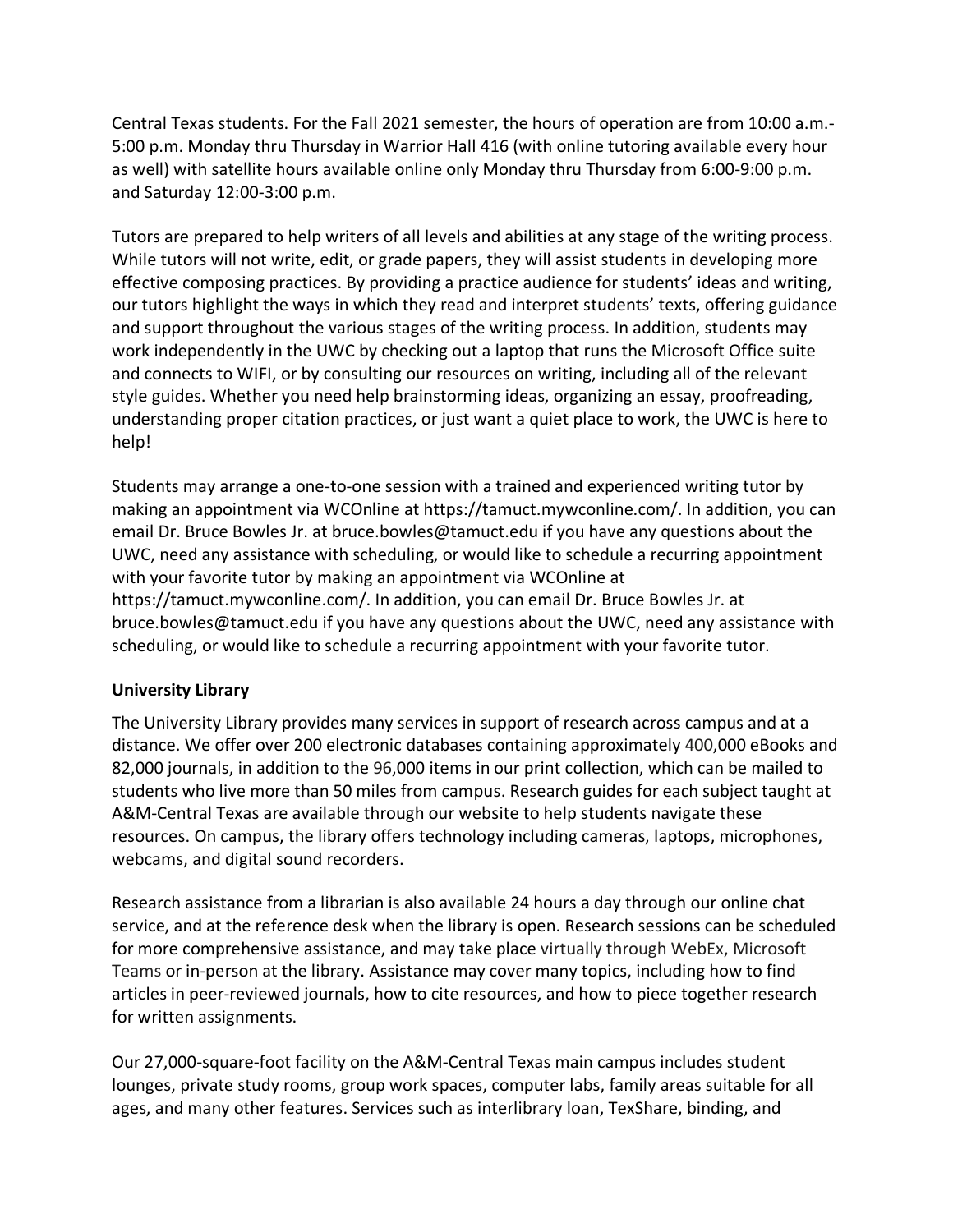Central Texas students. For the Fall 2021 semester, the hours of operation are from 10:00 a.m.-5:00 p.m. Monday thru Thursday in Warrior Hall 416 (with online tutoring available every hour as well) with satellite hours available online only Monday thru Thursday from 6:00-9:00 p.m. and Saturday 12:00-3:00 p.m.

Tutors are prepared to help writers of all levels and abilities at any stage of the writing process. While tutors will not write, edit, or grade papers, they will assist students in developing more effective composing practices. By providing a practice audience for students' ideas and writing, our tutors highlight the ways in which they read and interpret students' texts, offering guidance and support throughout the various stages of the writing process. In addition, students may work independently in the UWC by checking out a laptop that runs the Microsoft Office suite and connects to WIFI, or by consulting our resources on writing, including all of the relevant style guides. Whether you need help brainstorming ideas, organizing an essay, proofreading, understanding proper citation practices, or just want a quiet place to work, the UWC is here to help!

Students may arrange a one-to-one session with a trained and experienced writing tutor by making an appointment via WCOnline at https://tamuct.mywconline.com/. In addition, you can email Dr. Bruce Bowles Jr. at bruce.bowles@tamuct.edu if you have any questions about the UWC, need any assistance with scheduling, or would like to schedule a recurring appointment with your favorite tutor by making an appointment via WCOnline at https://tamuct.mywconline.com/. In addition, you can email Dr. Bruce Bowles Jr. at bruce.bowles@tamuct.edu if you have any questions about the UWC, need any assistance with scheduling, or would like to schedule a recurring appointment with your favorite tutor.

**University Library**

The University Library provides many services in support of research across campus and at a distance. We offer over 200 electronic databases containing approximately 400,000 eBooks and 82,000 journals, in addition to the 96,000 items in our print collection, which can be mailed to students who live more than 50 miles from campus. Research guides for each subject taught at A&M-Central Texas are available through our website to help students navigate these resources. On campus, the library offers technology including cameras, laptops, microphones, webcams, and digital sound recorders.

Research assistance from a librarian is also available 24 hours a day through our online chat service, and at the reference desk when the library is open. Research sessions can be scheduled for more comprehensive assistance, and may take place virtually through WebEx, Microsoft Teams or in-person at the library. Assistance may cover many topics, including how to find articles in peer-reviewed journals, how to cite resources, and how to piece together research for written assignments.

Our 27,000-square-foot facility on the A&M-Central Texas main campus includes student lounges, private study rooms, group work spaces, computer labs, family areas suitable for all ages, and many other features. Services such as interlibrary loan, TexShare, binding, and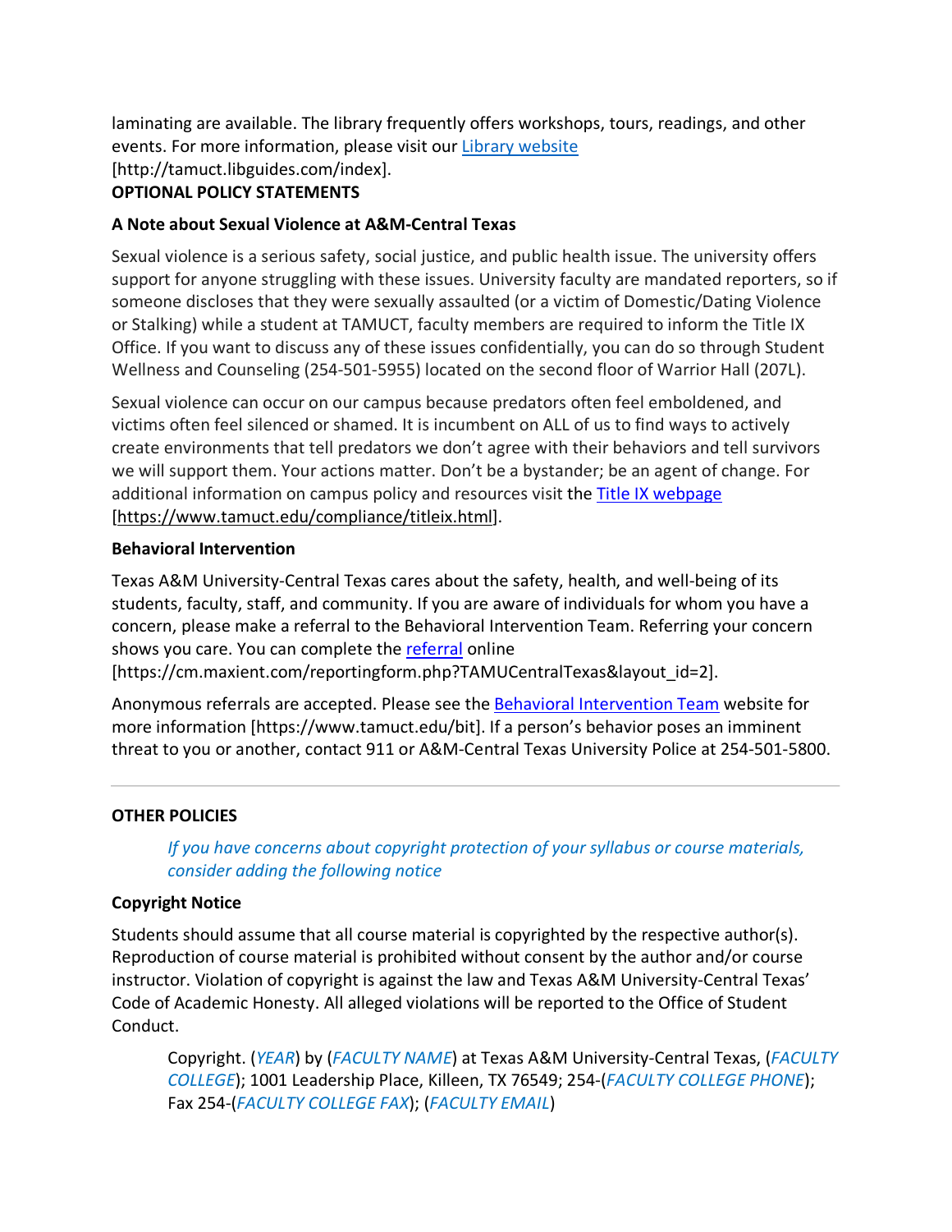laminating are available. The library frequently offers workshops, tours, readings, and other events. For more information, please visit our [Library website](http://tamuct.libguides.com/index) [http://tamuct.libguides.com/index].

**OPTIONAL POLICY STATEMENTS**

**A Note about Sexual Violence at A&M-Central Texas**

Sexual violence is a serious safety, social justice, and public health issue. The university offers support for anyone struggling with these issues. University faculty are mandated reporters, so if someone discloses that they were sexually assaulted (or a victim of Domestic/Dating Violence or Stalking) while a student at TAMUCT, faculty members are required to inform the Title IX Office. If you want to discuss any of these issues confidentially, you can do so through Student Wellness and Counseling (254-501-5955) located on the second floor of Warrior Hall (207L).

Sexual violence can occur on our campus because predators often feel emboldened, and victims often feel silenced or shamed. It is incumbent on ALL of us to find ways to actively create environments that tell predators we don't agree with their behaviors and tell survivors we will support them. Your actions matter. Don't be a bystander; be an agent of change. For additional information on campus policy and resources visit the [Title IX webpage](https://www.tamuct.edu/compliance/titleix.html) [https://www.tamuct.edu/compliance/titleix.html].

**Behavioral Intervention**

Texas A&M University-Central Texas cares about the safety, health, and well-being of its students, faculty, staff, and community. If you are aware of individuals for whom you have a concern, please make a referral to the Behavioral Intervention Team. Referring your concern shows you care. You can complete the [referral](https://cm.maxient.com/reportingform.php?TAMUCentralTexas&layout_id=2) online [https://cm.maxient.com/reportingform.php?TAMUCentralTexas&layout_id=2].

Anonymous referrals are accepted. Please see the [Behavioral Intervention Team](https://www.tamuct.edu/bit) website for more information [https://www.tamuct.edu/bit]. If a person's behavior poses an imminent threat to you or another, contact 911 or A&M-Central Texas University Police at 254-501-5800.

---

**OTHER POLICIES**

> *If you have concerns about copyright protection of your syllabus or course materials, consider adding the following notice*

**Copyright Notice**

Students should assume that all course material is copyrighted by the respective author(s). Reproduction of course material is prohibited without consent by the author and/or course instructor. Violation of copyright is against the law and Texas A&M University-Central Texas' Code of Academic Honesty. All alleged violations will be reported to the Office of Student Conduct.

> Copyright. (*YEAR*) by (*FACULTY NAME*) at Texas A&M University-Central Texas, (*FACULTY COLLEGE*); 1001 Leadership Place, Killeen, TX 76549; 254-(*FACULTY COLLEGE PHONE*); Fax 254-(*FACULTY COLLEGE FAX*); (*FACULTY EMAIL*)